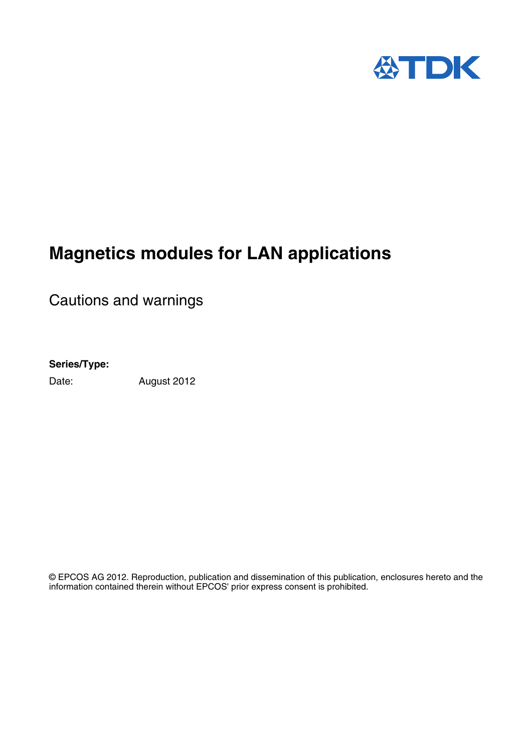# Magnetics modules for LAN applications

Cautions and warnings

**Series/Type:**

Date: August 2012

© EPCOS AG 2012. Reproduction, publication and dissemination of this publication, enclosures hereto and the information contained therein without EPCOS' prior express consent is prohibited.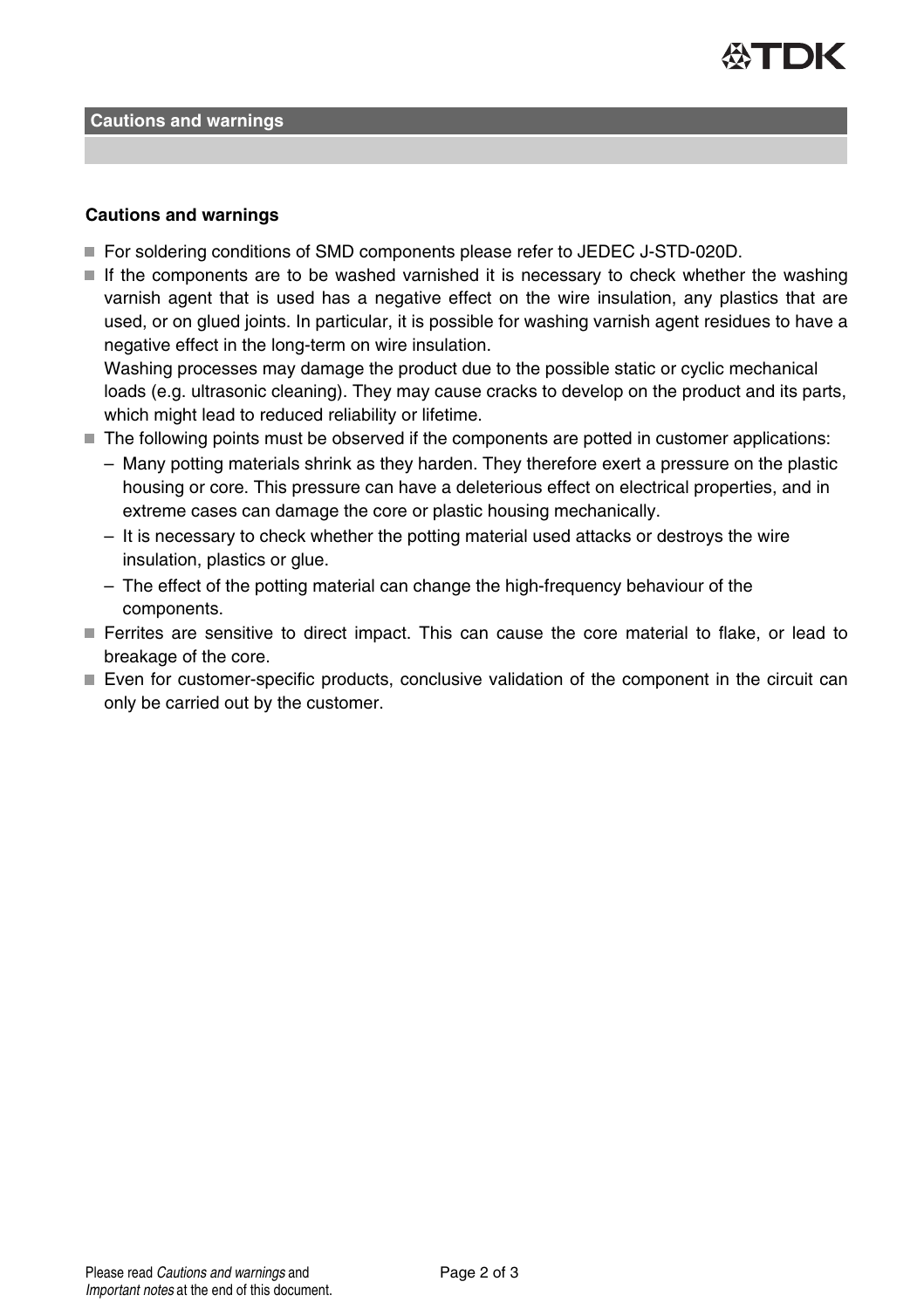## Cautions and warnings

### Cautions and warnings

- For soldering conditions of SMD components please refer to JEDEC J-STD-020D.
- If the components are to be washed varnished it is necessary to check whether the washing varnish agent that is used has a negative effect on the wire insulation, any plastics that are used, or on glued joints. In particular, it is possible for washing varnish agent residues to have a negative effect in the long-term on wire insulation.
  Washing processes may damage the product due to the possible static or cyclic mechanical loads (e.g. ultrasonic cleaning). They may cause cracks to develop on the product and its parts, which might lead to reduced reliability or lifetime.
- The following points must be observed if the components are potted in customer applications:
  - Many potting materials shrink as they harden. They therefore exert a pressure on the plastic housing or core. This pressure can have a deleterious effect on electrical properties, and in extreme cases can damage the core or plastic housing mechanically.
  - It is necessary to check whether the potting material used attacks or destroys the wire insulation, plastics or glue.
  - The effect of the potting material can change the high-frequency behaviour of the components.
- Ferrites are sensitive to direct impact. This can cause the core material to flake, or lead to breakage of the core.
- Even for customer-specific products, conclusive validation of the component in the circuit can only be carried out by the customer.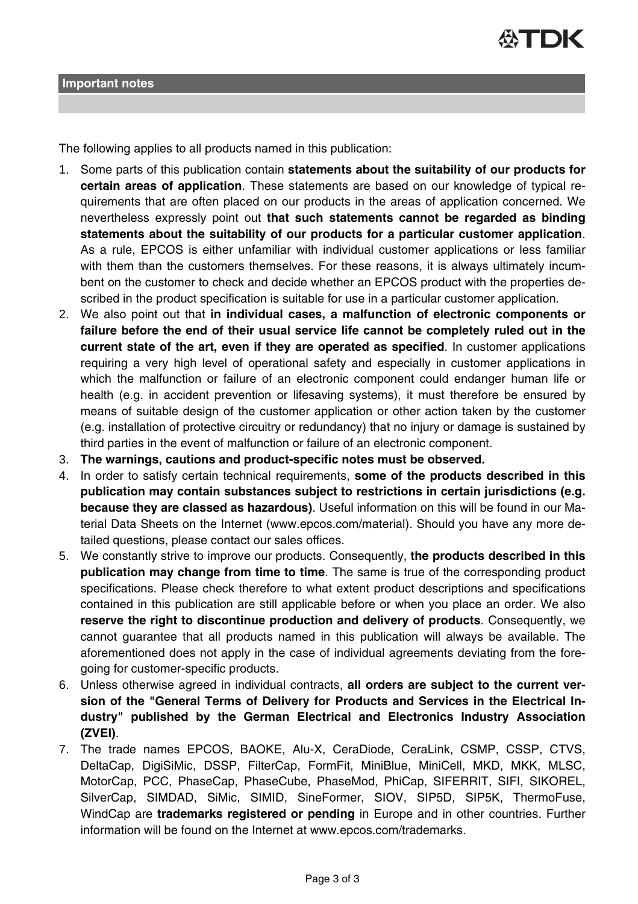## Important notes

The following applies to all products named in this publication:

1. Some parts of this publication contain **statements about the suitability of our products for certain areas of application**. These statements are based on our knowledge of typical requirements that are often placed on our products in the areas of application concerned. We nevertheless expressly point out **that such statements cannot be regarded as binding statements about the suitability of our products for a particular customer application**. As a rule, EPCOS is either unfamiliar with individual customer applications or less familiar with them than the customers themselves. For these reasons, it is always ultimately incumbent on the customer to check and decide whether an EPCOS product with the properties described in the product specification is suitable for use in a particular customer application.
2. We also point out that **in individual cases, a malfunction of electronic components or failure before the end of their usual service life cannot be completely ruled out in the current state of the art, even if they are operated as specified**. In customer applications requiring a very high level of operational safety and especially in customer applications in which the malfunction or failure of an electronic component could endanger human life or health (e.g. in accident prevention or lifesaving systems), it must therefore be ensured by means of suitable design of the customer application or other action taken by the customer (e.g. installation of protective circuitry or redundancy) that no injury or damage is sustained by third parties in the event of malfunction or failure of an electronic component.
3. **The warnings, cautions and product-specific notes must be observed.**
4. In order to satisfy certain technical requirements, **some of the products described in this publication may contain substances subject to restrictions in certain jurisdictions (e.g. because they are classed as hazardous)**. Useful information on this will be found in our Material Data Sheets on the Internet (www.epcos.com/material). Should you have any more detailed questions, please contact our sales offices.
5. We constantly strive to improve our products. Consequently, **the products described in this publication may change from time to time**. The same is true of the corresponding product specifications. Please check therefore to what extent product descriptions and specifications contained in this publication are still applicable before or when you place an order. We also **reserve the right to discontinue production and delivery of products**. Consequently, we cannot guarantee that all products named in this publication will always be available. The aforementioned does not apply in the case of individual agreements deviating from the foregoing for customer-specific products.
6. Unless otherwise agreed in individual contracts, **all orders are subject to the current version of the "General Terms of Delivery for Products and Services in the Electrical Industry" published by the German Electrical and Electronics Industry Association (ZVEI)**.
7. The trade names EPCOS, BAOKE, Alu-X, CeraDiode, CeraLink, CSMP, CSSP, CTVS, DeltaCap, DigiSiMic, DSSP, FilterCap, FormFit, MiniBlue, MiniCell, MKD, MKK, MLSC, MotorCap, PCC, PhaseCap, PhaseCube, PhaseMod, PhiCap, SIFERRIT, SIFI, SIKOREL, SilverCap, SIMDAD, SiMic, SIMID, SineFormer, SIOV, SIP5D, SIP5K, ThermoFuse, WindCap are **trademarks registered or pending** in Europe and in other countries. Further information will be found on the Internet at www.epcos.com/trademarks.